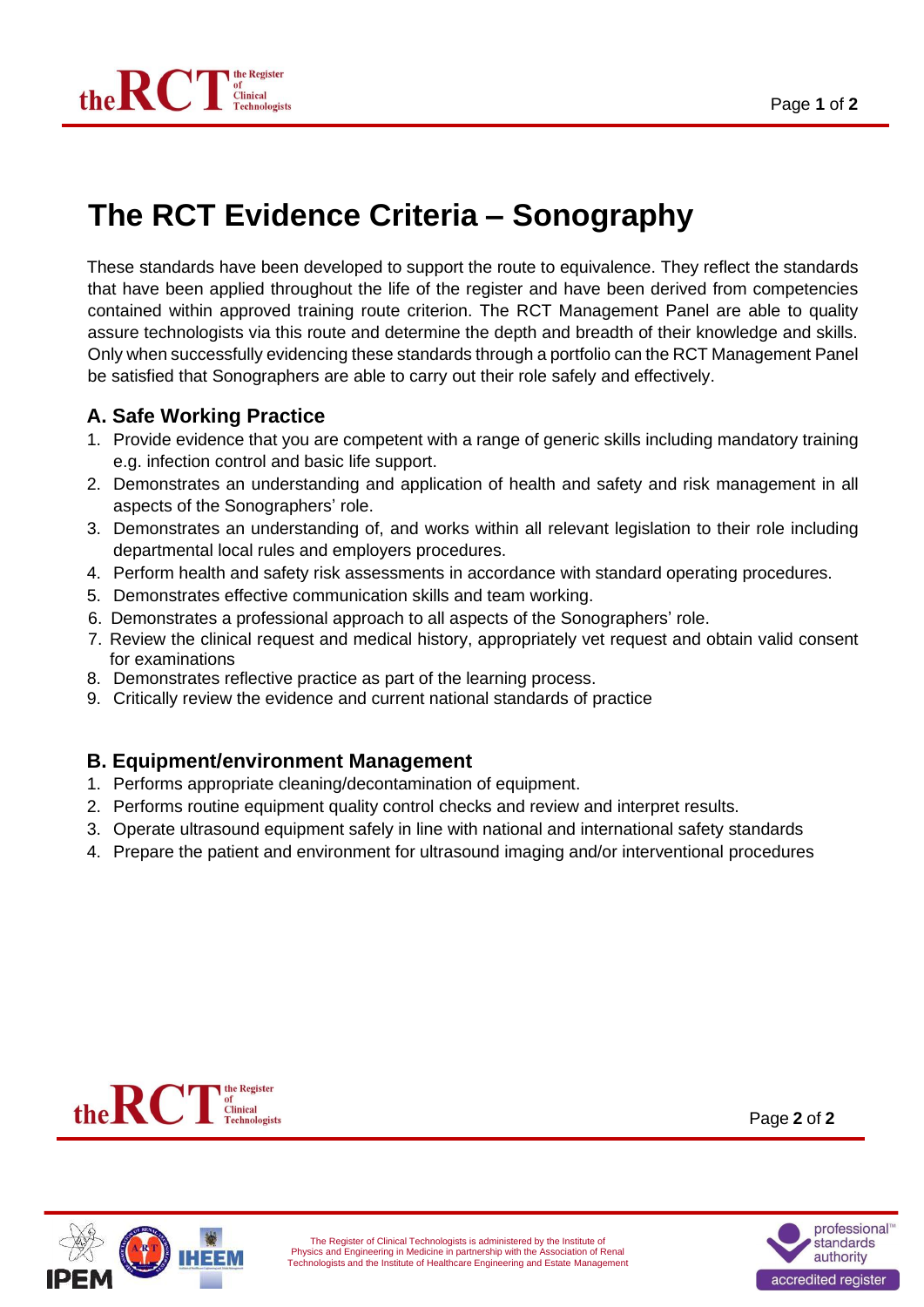# The RCT Evidence Criteria – Sonography

These standards have been developed to support the route to equivalence. They reflect the standards that have been applied throughout the life of the register and have been derived from competencies contained within approved training route criterion. The RCT Management Panel are able to quality assure technologists via this route and determine the depth and breadth of their knowledge and skills. Only when successfully evidencing these standards through a portfolio can the RCT Management Panel be satisfied that Sonographers are able to carry out their role safely and effectively.

## A. Safe Working Practice

1. Provide evidence that you are competent with a range of generic skills including mandatory training e.g. infection control and basic life support.
2. Demonstrates an understanding and application of health and safety and risk management in all aspects of the Sonographers' role.
3. Demonstrates an understanding of, and works within all relevant legislation to their role including departmental local rules and employers procedures.
4. Perform health and safety risk assessments in accordance with standard operating procedures.
5. Demonstrates effective communication skills and team working.
6. Demonstrates a professional approach to all aspects of the Sonographers' role.
7. Review the clinical request and medical history, appropriately vet request and obtain valid consent for examinations
8. Demonstrates reflective practice as part of the learning process.
9. Critically review the evidence and current national standards of practice

## B. Equipment/environment Management

1. Performs appropriate cleaning/decontamination of equipment.
2. Performs routine equipment quality control checks and review and interpret results.
3. Operate ultrasound equipment safely in line with national and international safety standards
4. Prepare the patient and environment for ultrasound imaging and/or interventional procedures

The Register of Clinical Technologists is administered by the Institute of Physics and Engineering in Medicine in partnership with the Association of Renal Technologists and the Institute of Healthcare Engineering and Estate Management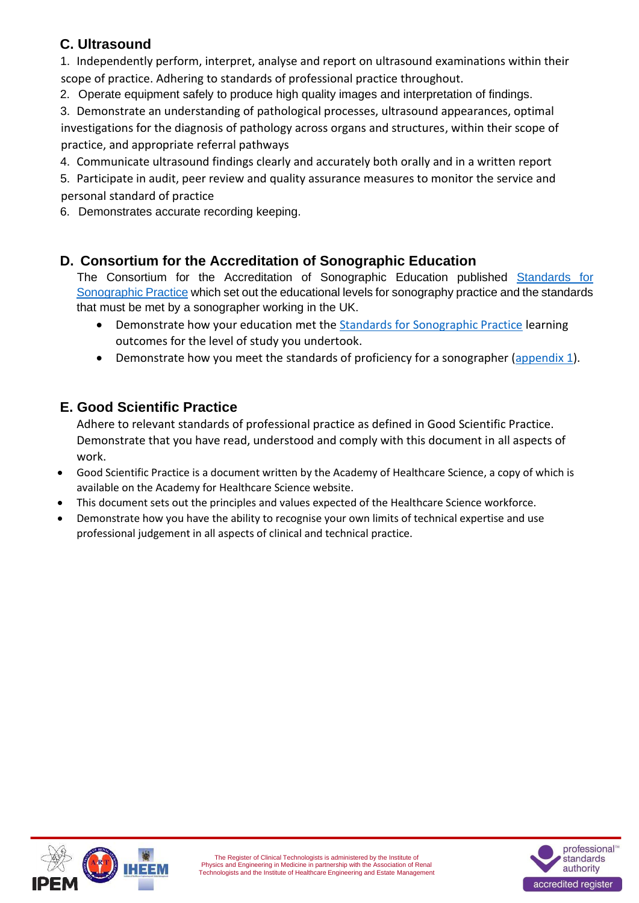## C. Ultrasound

1. Independently perform, interpret, analyse and report on ultrasound examinations within their scope of practice. Adhering to standards of professional practice throughout.
2. Operate equipment safely to produce high quality images and interpretation of findings.
3. Demonstrate an understanding of pathological processes, ultrasound appearances, optimal investigations for the diagnosis of pathology across organs and structures, within their scope of practice, and appropriate referral pathways
4. Communicate ultrasound findings clearly and accurately both orally and in a written report
5. Participate in audit, peer review and quality assurance measures to monitor the service and personal standard of practice
6. Demonstrates accurate recording keeping.

## D. Consortium for the Accreditation of Sonographic Education

The Consortium for the Accreditation of Sonographic Education published Standards for Sonographic Practice which set out the educational levels for sonography practice and the standards that must be met by a sonographer working in the UK.

- Demonstrate how your education met the Standards for Sonographic Practice learning outcomes for the level of study you undertook.
- Demonstrate how you meet the standards of proficiency for a sonographer (appendix 1).

## E. Good Scientific Practice

Adhere to relevant standards of professional practice as defined in Good Scientific Practice. Demonstrate that you have read, understood and comply with this document in all aspects of work.

- Good Scientific Practice is a document written by the Academy of Healthcare Science, a copy of which is available on the Academy for Healthcare Science website.
- This document sets out the principles and values expected of the Healthcare Science workforce.
- Demonstrate how you have the ability to recognise your own limits of technical expertise and use professional judgement in all aspects of clinical and technical practice.